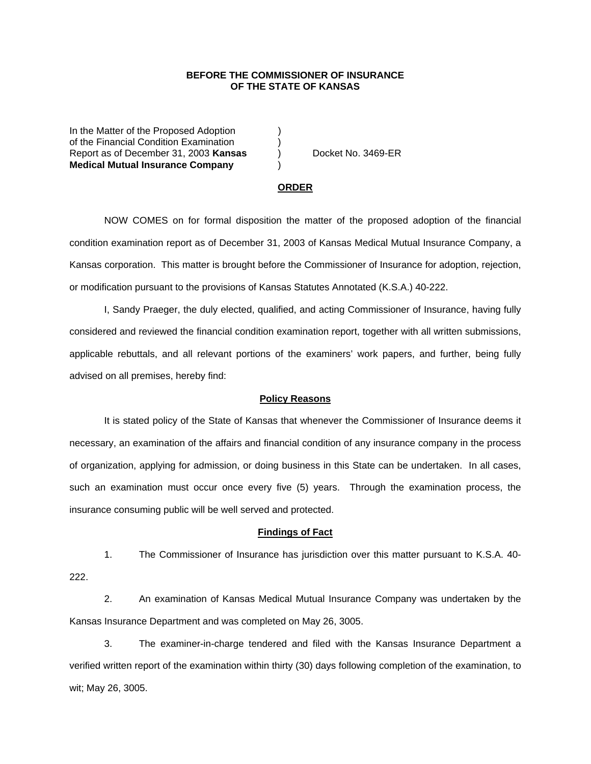**BEFORE THE COMMISSIONER OF INSURANCE**
**OF THE STATE OF KANSAS**

In the Matter of the Proposed Adoption )
of the Financial Condition Examination )
Report as of December 31, 2003 **Kansas** ) Docket No. 3469-ER
**Medical Mutual Insurance Company** )

**ORDER**

NOW COMES on for formal disposition the matter of the proposed adoption of the financial condition examination report as of December 31, 2003 of Kansas Medical Mutual Insurance Company, a Kansas corporation. This matter is brought before the Commissioner of Insurance for adoption, rejection, or modification pursuant to the provisions of Kansas Statutes Annotated (K.S.A.) 40-222.

I, Sandy Praeger, the duly elected, qualified, and acting Commissioner of Insurance, having fully considered and reviewed the financial condition examination report, together with all written submissions, applicable rebuttals, and all relevant portions of the examiners' work papers, and further, being fully advised on all premises, hereby find:

**Policy Reasons**

It is stated policy of the State of Kansas that whenever the Commissioner of Insurance deems it necessary, an examination of the affairs and financial condition of any insurance company in the process of organization, applying for admission, or doing business in this State can be undertaken. In all cases, such an examination must occur once every five (5) years. Through the examination process, the insurance consuming public will be well served and protected.

**Findings of Fact**

1. The Commissioner of Insurance has jurisdiction over this matter pursuant to K.S.A. 40-222.

2. An examination of Kansas Medical Mutual Insurance Company was undertaken by the Kansas Insurance Department and was completed on May 26, 3005.

3. The examiner-in-charge tendered and filed with the Kansas Insurance Department a verified written report of the examination within thirty (30) days following completion of the examination, to wit; May 26, 3005.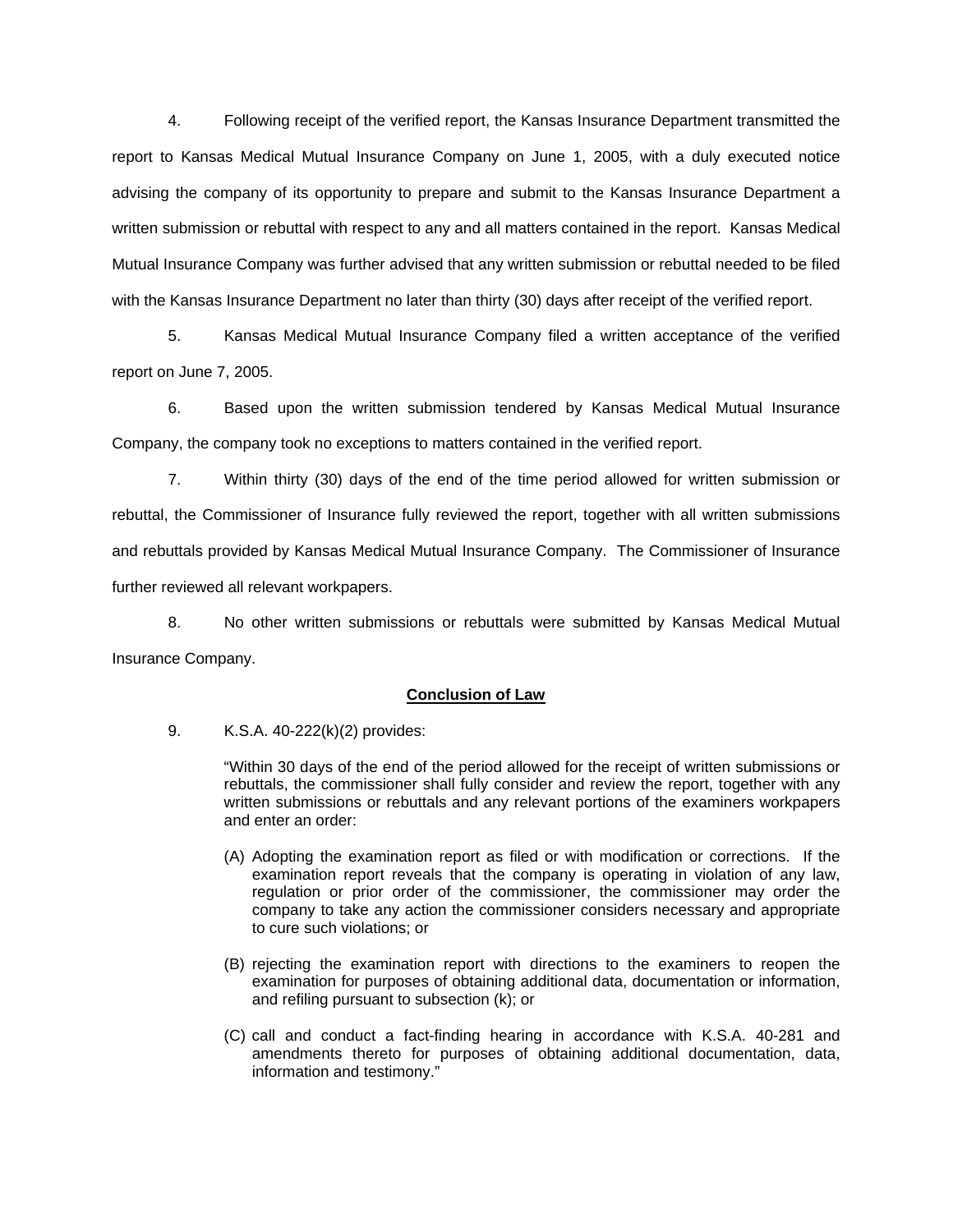4. Following receipt of the verified report, the Kansas Insurance Department transmitted the report to Kansas Medical Mutual Insurance Company on June 1, 2005, with a duly executed notice advising the company of its opportunity to prepare and submit to the Kansas Insurance Department a written submission or rebuttal with respect to any and all matters contained in the report. Kansas Medical Mutual Insurance Company was further advised that any written submission or rebuttal needed to be filed with the Kansas Insurance Department no later than thirty (30) days after receipt of the verified report.

5. Kansas Medical Mutual Insurance Company filed a written acceptance of the verified report on June 7, 2005.

6. Based upon the written submission tendered by Kansas Medical Mutual Insurance Company, the company took no exceptions to matters contained in the verified report.

7. Within thirty (30) days of the end of the time period allowed for written submission or rebuttal, the Commissioner of Insurance fully reviewed the report, together with all written submissions and rebuttals provided by Kansas Medical Mutual Insurance Company. The Commissioner of Insurance further reviewed all relevant workpapers.

8. No other written submissions or rebuttals were submitted by Kansas Medical Mutual Insurance Company.

**<u>Conclusion of Law</u>**

9. K.S.A. 40-222(k)(2) provides:

> "Within 30 days of the end of the period allowed for the receipt of written submissions or rebuttals, the commissioner shall fully consider and review the report, together with any written submissions or rebuttals and any relevant portions of the examiners workpapers and enter an order:
>
> (A) Adopting the examination report as filed or with modification or corrections. If the examination report reveals that the company is operating in violation of any law, regulation or prior order of the commissioner, the commissioner may order the company to take any action the commissioner considers necessary and appropriate to cure such violations; or
>
> (B) rejecting the examination report with directions to the examiners to reopen the examination for purposes of obtaining additional data, documentation or information, and refiling pursuant to subsection (k); or
>
> (C) call and conduct a fact-finding hearing in accordance with K.S.A. 40-281 and amendments thereto for purposes of obtaining additional documentation, data, information and testimony."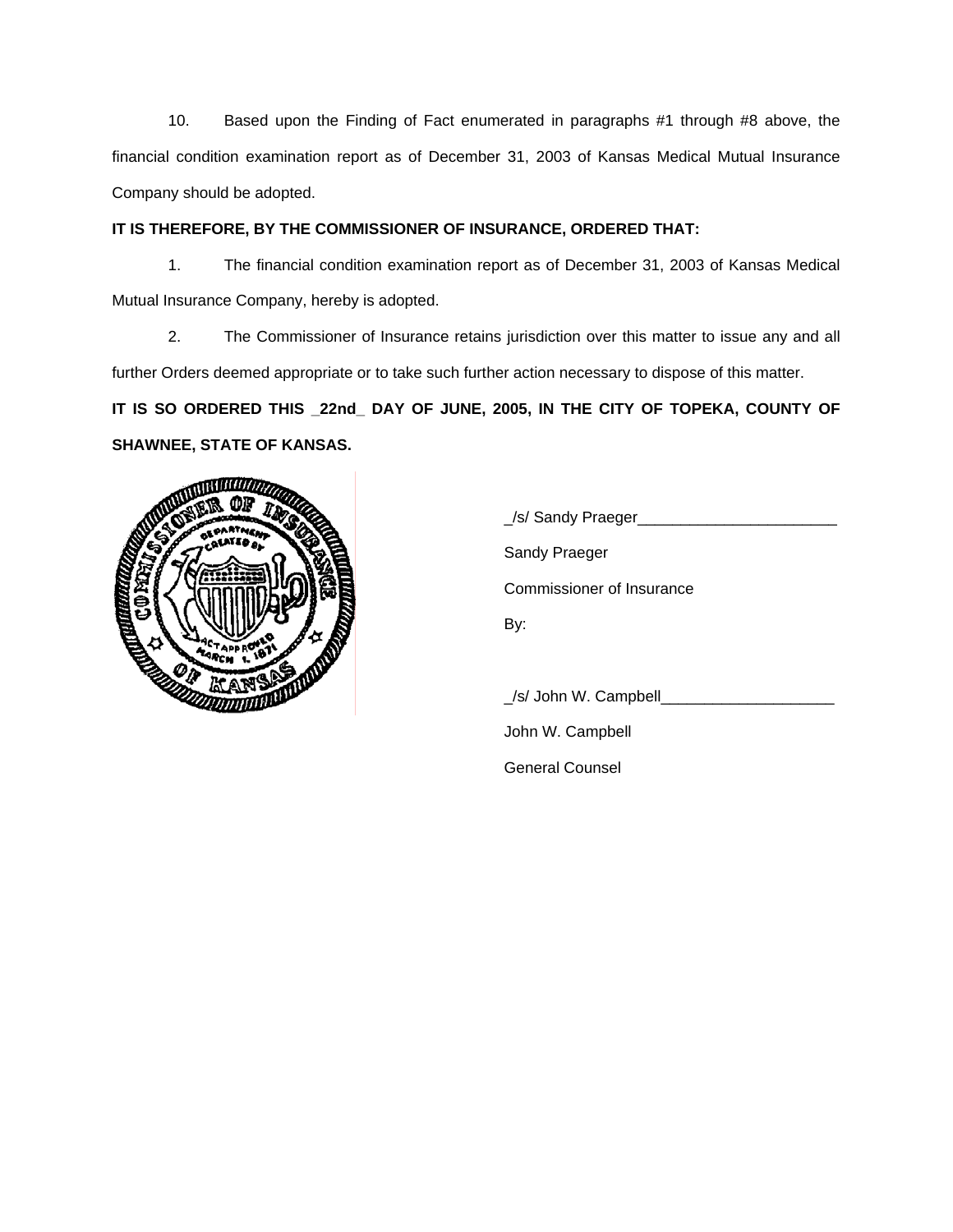10. Based upon the Finding of Fact enumerated in paragraphs #1 through #8 above, the financial condition examination report as of December 31, 2003 of Kansas Medical Mutual Insurance Company should be adopted.

**IT IS THEREFORE, BY THE COMMISSIONER OF INSURANCE, ORDERED THAT:**

1. The financial condition examination report as of December 31, 2003 of Kansas Medical Mutual Insurance Company, hereby is adopted.

2. The Commissioner of Insurance retains jurisdiction over this matter to issue any and all further Orders deemed appropriate or to take such further action necessary to dispose of this matter.

**IT IS SO ORDERED THIS _22nd_ DAY OF JUNE, 2005, IN THE CITY OF TOPEKA, COUNTY OF SHAWNEE, STATE OF KANSAS.**

_/s/ Sandy Praeger_______________________

Sandy Praeger

Commissioner of Insurance

By:

_/s/ John W. Campbell____________________

John W. Campbell

General Counsel